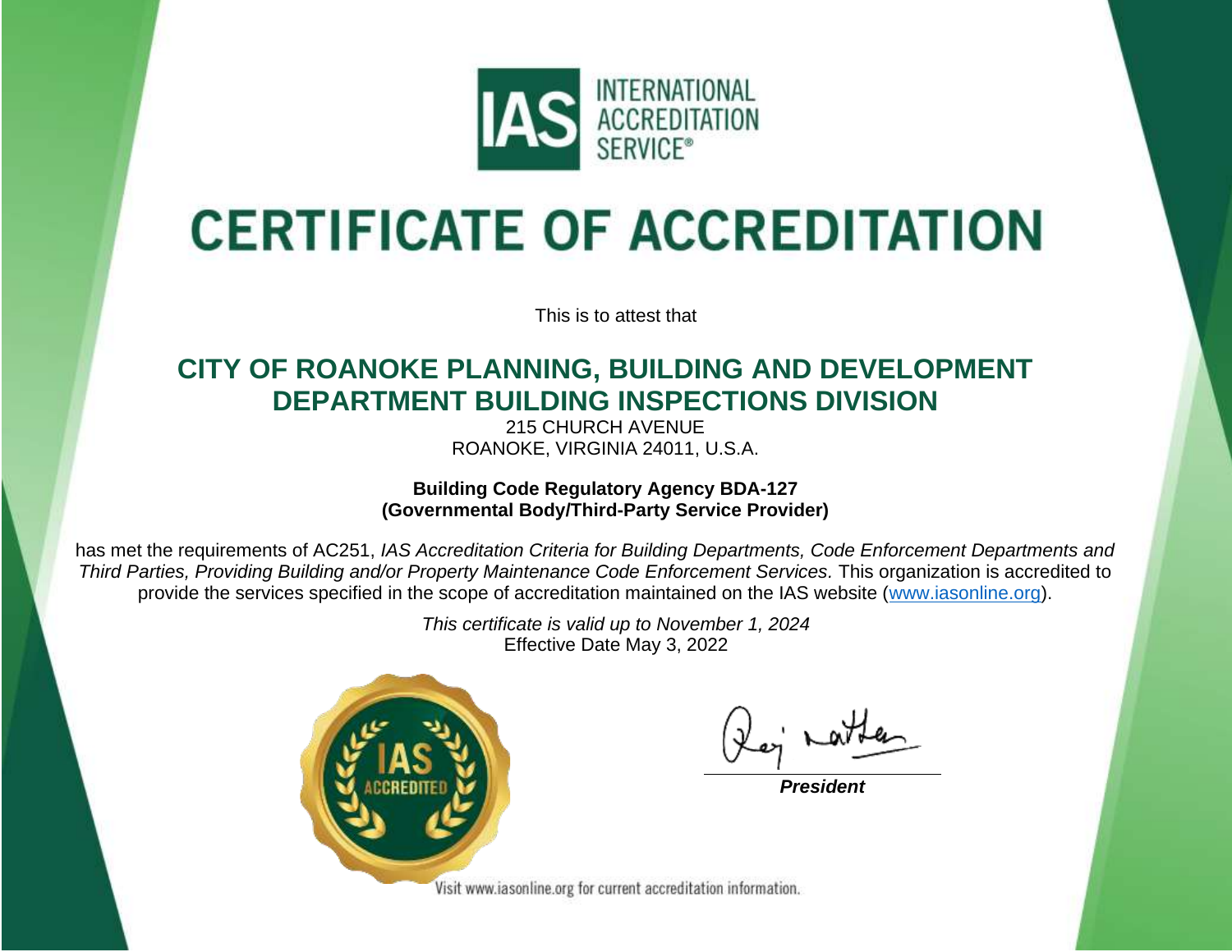IAS INTERNATIONAL ACCREDITATION SERVICE®

# CERTIFICATE OF ACCREDITATION

This is to attest that

## CITY OF ROANOKE PLANNING, BUILDING AND DEVELOPMENT DEPARTMENT BUILDING INSPECTIONS DIVISION

215 CHURCH AVENUE
ROANOKE, VIRGINIA 24011, U.S.A.

**Building Code Regulatory Agency BDA-127**
**(Governmental Body/Third-Party Service Provider)**

has met the requirements of AC251, *IAS Accreditation Criteria for Building Departments, Code Enforcement Departments and Third Parties, Providing Building and/or Property Maintenance Code Enforcement Services.* This organization is accredited to provide the services specified in the scope of accreditation maintained on the IAS website (www.iasonline.org).

*This certificate is valid up to November 1, 2024*
Effective Date May 3, 2022

IAS ACCREDITED

***President***

Visit www.iasonline.org for current accreditation information.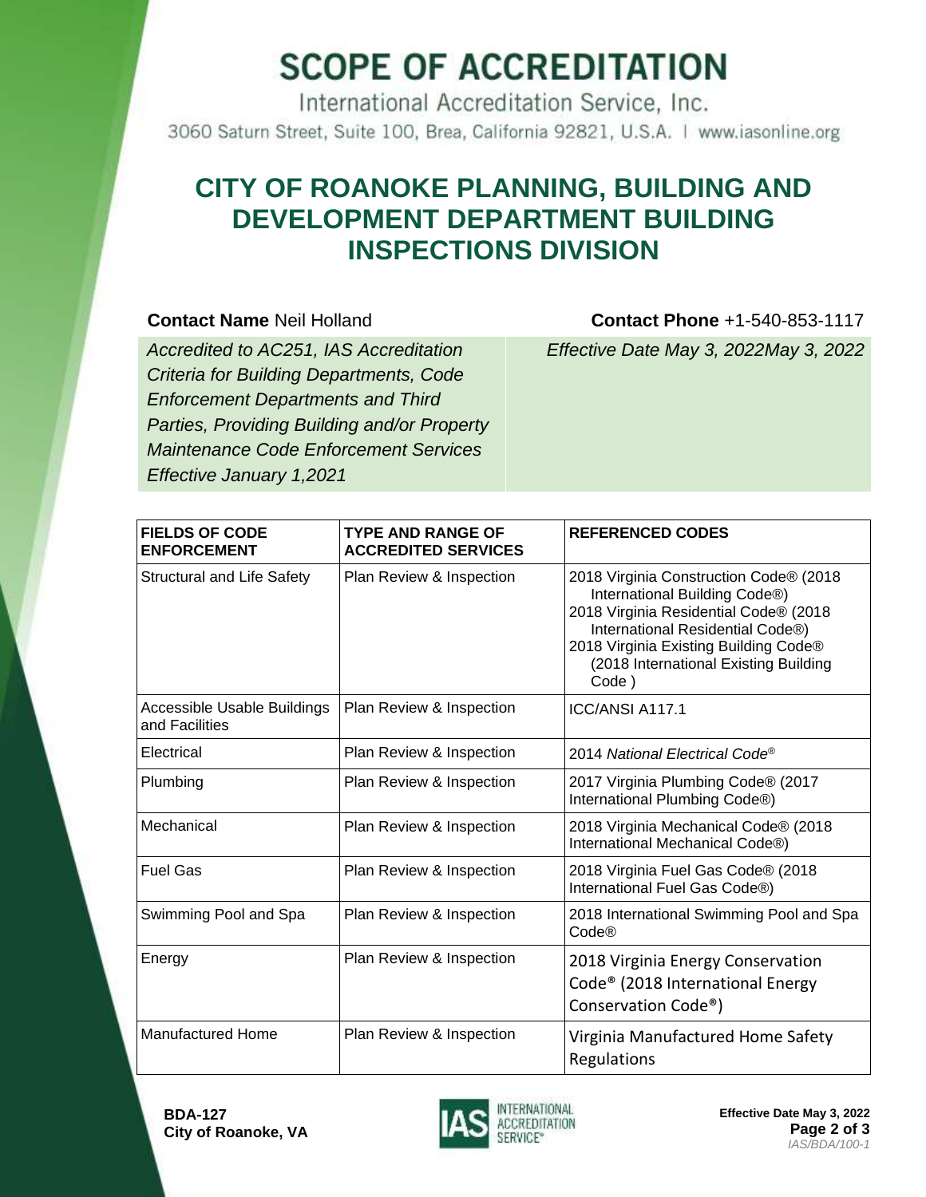# SCOPE OF ACCREDITATION

International Accreditation Service, Inc.

3060 Saturn Street, Suite 100, Brea, California 92821, U.S.A. | www.iasonline.org

## CITY OF ROANOKE PLANNING, BUILDING AND DEVELOPMENT DEPARTMENT BUILDING INSPECTIONS DIVISION

**Contact Name** Neil Holland

**Contact Phone** +1-540-853-1117

*Accredited to AC251, IAS Accreditation Criteria for Building Departments, Code Enforcement Departments and Third Parties, Providing Building and/or Property Maintenance Code Enforcement Services Effective January 1,2021*

*Effective Date May 3, 2022May 3, 2022*

| FIELDS OF CODE ENFORCEMENT | TYPE AND RANGE OF ACCREDITED SERVICES | REFERENCED CODES |
|---|---|---|
| Structural and Life Safety | Plan Review & Inspection | 2018 Virginia Construction Code® (2018 International Building Code®)<br>2018 Virginia Residential Code® (2018 International Residential Code®)<br>2018 Virginia Existing Building Code® (2018 International Existing Building Code ) |
| Accessible Usable Buildings and Facilities | Plan Review & Inspection | ICC/ANSI A117.1 |
| Electrical | Plan Review & Inspection | 2014 *National Electrical Code®* |
| Plumbing | Plan Review & Inspection | 2017 Virginia Plumbing Code® (2017 International Plumbing Code®) |
| Mechanical | Plan Review & Inspection | 2018 Virginia Mechanical Code® (2018 International Mechanical Code®) |
| Fuel Gas | Plan Review & Inspection | 2018 Virginia Fuel Gas Code® (2018 International Fuel Gas Code®) |
| Swimming Pool and Spa | Plan Review & Inspection | 2018 International Swimming Pool and Spa Code® |
| Energy | Plan Review & Inspection | 2018 Virginia Energy Conservation Code® (2018 International Energy Conservation Code®) |
| Manufactured Home | Plan Review & Inspection | Virginia Manufactured Home Safety Regulations |

**BDA-127**
**City of Roanoke, VA**

**Effective Date May 3, 2022**

*IAS/BDA/100-1*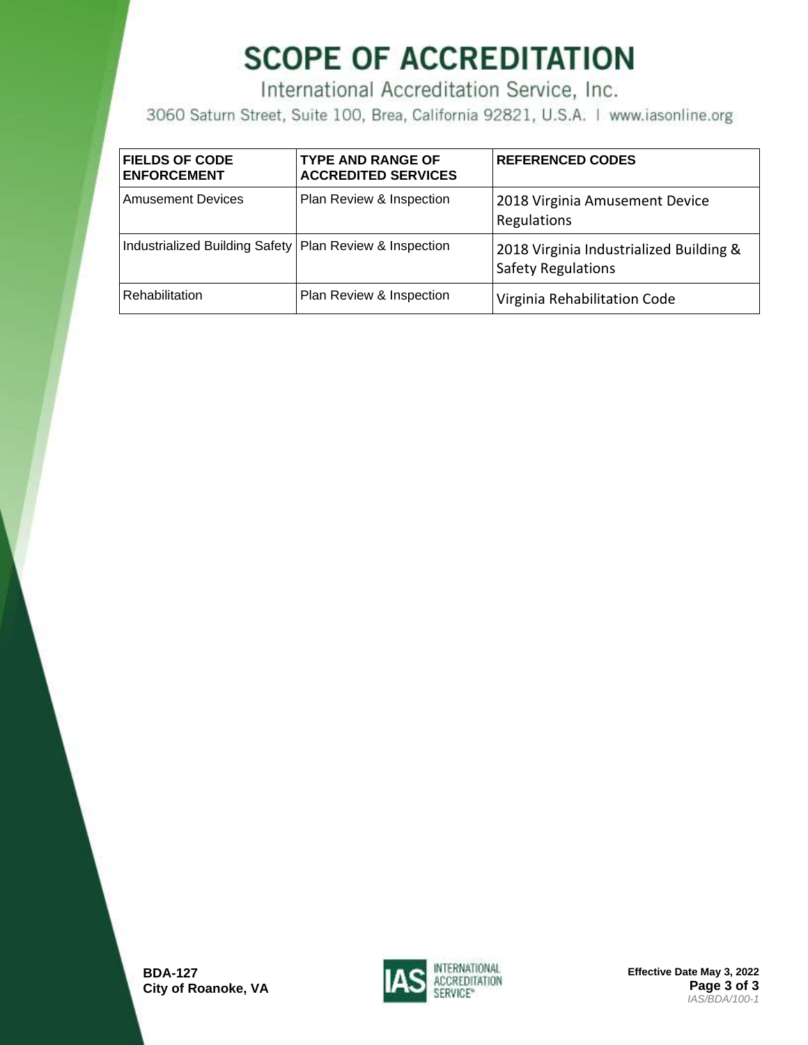# SCOPE OF ACCREDITATION

International Accreditation Service, Inc.

3060 Saturn Street, Suite 100, Brea, California 92821, U.S.A. | www.iasonline.org

| FIELDS OF CODE ENFORCEMENT | TYPE AND RANGE OF ACCREDITED SERVICES | REFERENCED CODES |
|---|---|---|
| Amusement Devices | Plan Review & Inspection | 2018 Virginia Amusement Device Regulations |
| Industrialized Building Safety | Plan Review & Inspection | 2018 Virginia Industrialized Building & Safety Regulations |
| Rehabilitation | Plan Review & Inspection | Virginia Rehabilitation Code |

**BDA-127**
**City of Roanoke, VA**

**Effective Date May 3, 2022**

*IAS/BDA/100-1*